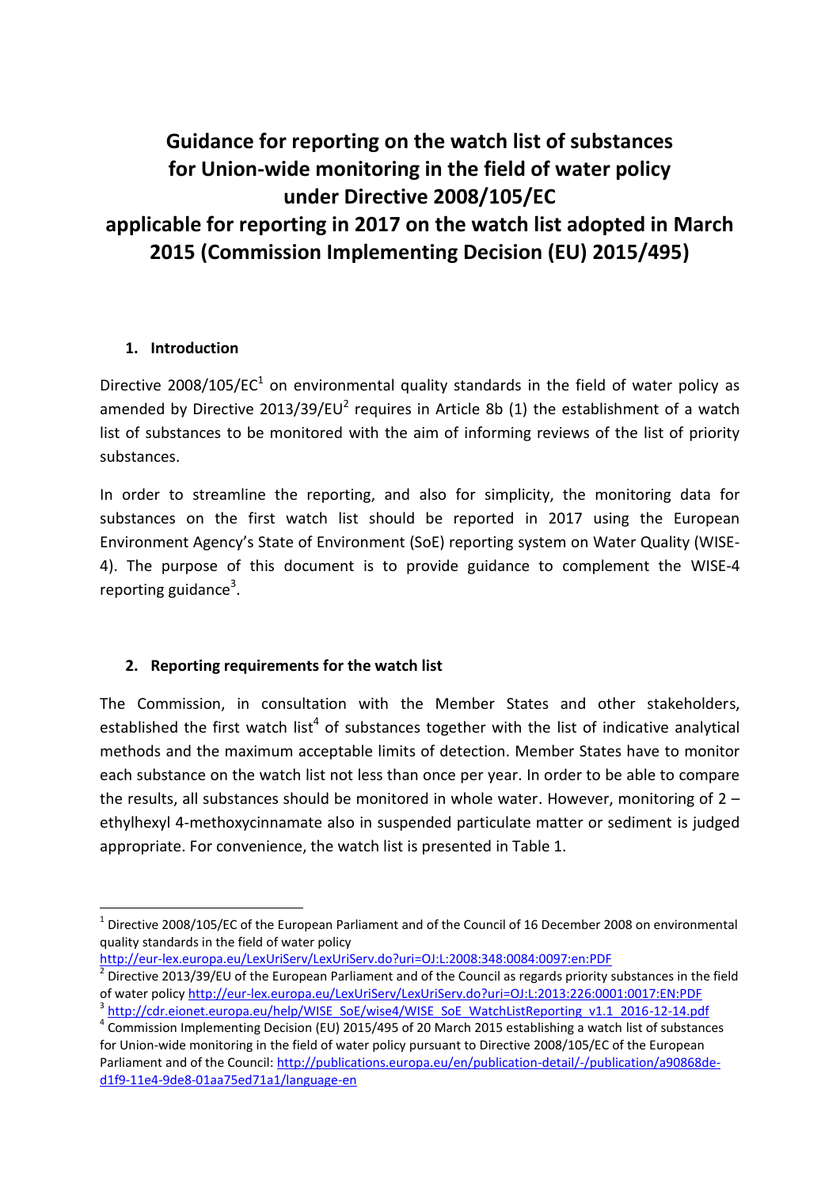# Guidance for reporting on the watch list of substances for Union-wide monitoring in the field of water policy under Directive 2008/105/EC applicable for reporting in 2017 on the watch list adopted in March 2015 (Commission Implementing Decision (EU) 2015/495)

## 1. Introduction

Directive 2008/105/EC[1] on environmental quality standards in the field of water policy as amended by Directive 2013/39/EU[2] requires in Article 8b (1) the establishment of a watch list of substances to be monitored with the aim of informing reviews of the list of priority substances.

In order to streamline the reporting, and also for simplicity, the monitoring data for substances on the first watch list should be reported in 2017 using the European Environment Agency's State of Environment (SoE) reporting system on Water Quality (WISE-4). The purpose of this document is to provide guidance to complement the WISE-4 reporting guidance[3].

## 2. Reporting requirements for the watch list

The Commission, in consultation with the Member States and other stakeholders, established the first watch list[4] of substances together with the list of indicative analytical methods and the maximum acceptable limits of detection. Member States have to monitor each substance on the watch list not less than once per year. In order to be able to compare the results, all substances should be monitored in whole water. However, monitoring of 2 – ethylhexyl 4-methoxycinnamate also in suspended particulate matter or sediment is judged appropriate. For convenience, the watch list is presented in Table 1.

---

[1] Directive 2008/105/EC of the European Parliament and of the Council of 16 December 2008 on environmental quality standards in the field of water policy http://eur-lex.europa.eu/LexUriServ/LexUriServ.do?uri=OJ:L:2008:348:0084:0097:en:PDF

[2] Directive 2013/39/EU of the European Parliament and of the Council as regards priority substances in the field of water policy http://eur-lex.europa.eu/LexUriServ/LexUriServ.do?uri=OJ:L:2013:226:0001:0017:EN:PDF

[3] http://cdr.eionet.europa.eu/help/WISE_SoE/wise4/WISE_SoE_WatchListReporting_v1.1_2016-12-14.pdf

[4] Commission Implementing Decision (EU) 2015/495 of 20 March 2015 establishing a watch list of substances for Union-wide monitoring in the field of water policy pursuant to Directive 2008/105/EC of the European Parliament and of the Council: http://publications.europa.eu/en/publication-detail/-/publication/a90868de-d1f9-11e4-9de8-01aa75ed71a1/language-en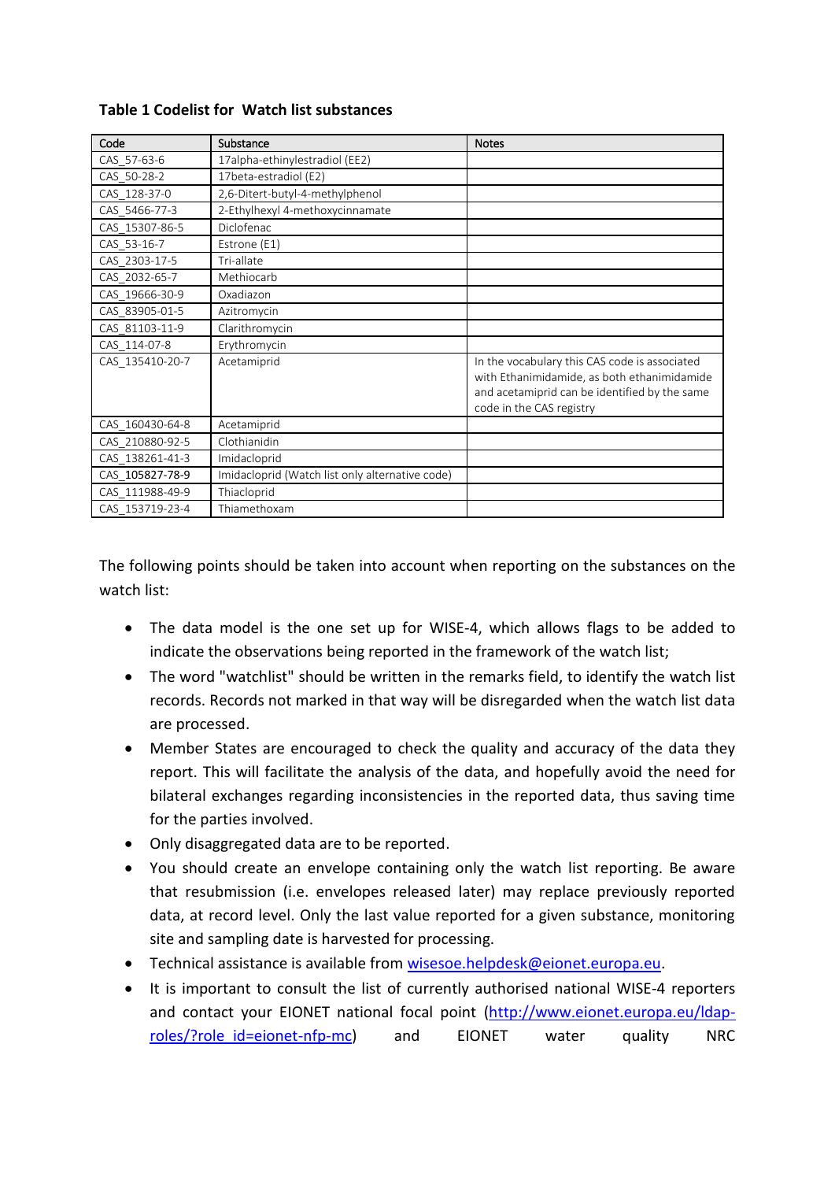**Table 1 Codelist for Watch list substances**

| Code | Substance | Notes |
| --- | --- | --- |
| CAS_57-63-6 | 17alpha-ethinylestradiol (EE2) | |
| CAS_50-28-2 | 17beta-estradiol (E2) | |
| CAS_128-37-0 | 2,6-Ditert-butyl-4-methylphenol | |
| CAS_5466-77-3 | 2-Ethylhexyl 4-methoxycinnamate | |
| CAS_15307-86-5 | Diclofenac | |
| CAS_53-16-7 | Estrone (E1) | |
| CAS_2303-17-5 | Tri-allate | |
| CAS_2032-65-7 | Methiocarb | |
| CAS_19666-30-9 | Oxadiazon | |
| CAS_83905-01-5 | Azitromycin | |
| CAS_81103-11-9 | Clarithromycin | |
| CAS_114-07-8 | Erythromycin | |
| CAS_135410-20-7 | Acetamiprid | In the vocabulary this CAS code is associated with Ethanimidamide, as both ethanimidamide and acetamiprid can be identified by the same code in the CAS registry |
| CAS_160430-64-8 | Acetamiprid | |
| CAS_210880-92-5 | Clothianidin | |
| CAS_138261-41-3 | Imidacloprid | |
| CAS_105827-78-9 | Imidacloprid (Watch list only alternative code) | |
| CAS_111988-49-9 | Thiacloprid | |
| CAS_153719-23-4 | Thiamethoxam | |

The following points should be taken into account when reporting on the substances on the watch list:

- The data model is the one set up for WISE-4, which allows flags to be added to indicate the observations being reported in the framework of the watch list;
- The word "watchlist" should be written in the remarks field, to identify the watch list records. Records not marked in that way will be disregarded when the watch list data are processed.
- Member States are encouraged to check the quality and accuracy of the data they report. This will facilitate the analysis of the data, and hopefully avoid the need for bilateral exchanges regarding inconsistencies in the reported data, thus saving time for the parties involved.
- Only disaggregated data are to be reported.
- You should create an envelope containing only the watch list reporting. Be aware that resubmission (i.e. envelopes released later) may replace previously reported data, at record level. Only the last value reported for a given substance, monitoring site and sampling date is harvested for processing.
- Technical assistance is available from [wisesoe.helpdesk@eionet.europa.eu](mailto:wisesoe.helpdesk@eionet.europa.eu).
- It is important to consult the list of currently authorised national WISE-4 reporters and contact your EIONET national focal point ([http://www.eionet.europa.eu/ldap-roles/?role_id=eionet-nfp-mc](http://www.eionet.europa.eu/ldap-roles/?role_id=eionet-nfp-mc)) and EIONET water quality NRC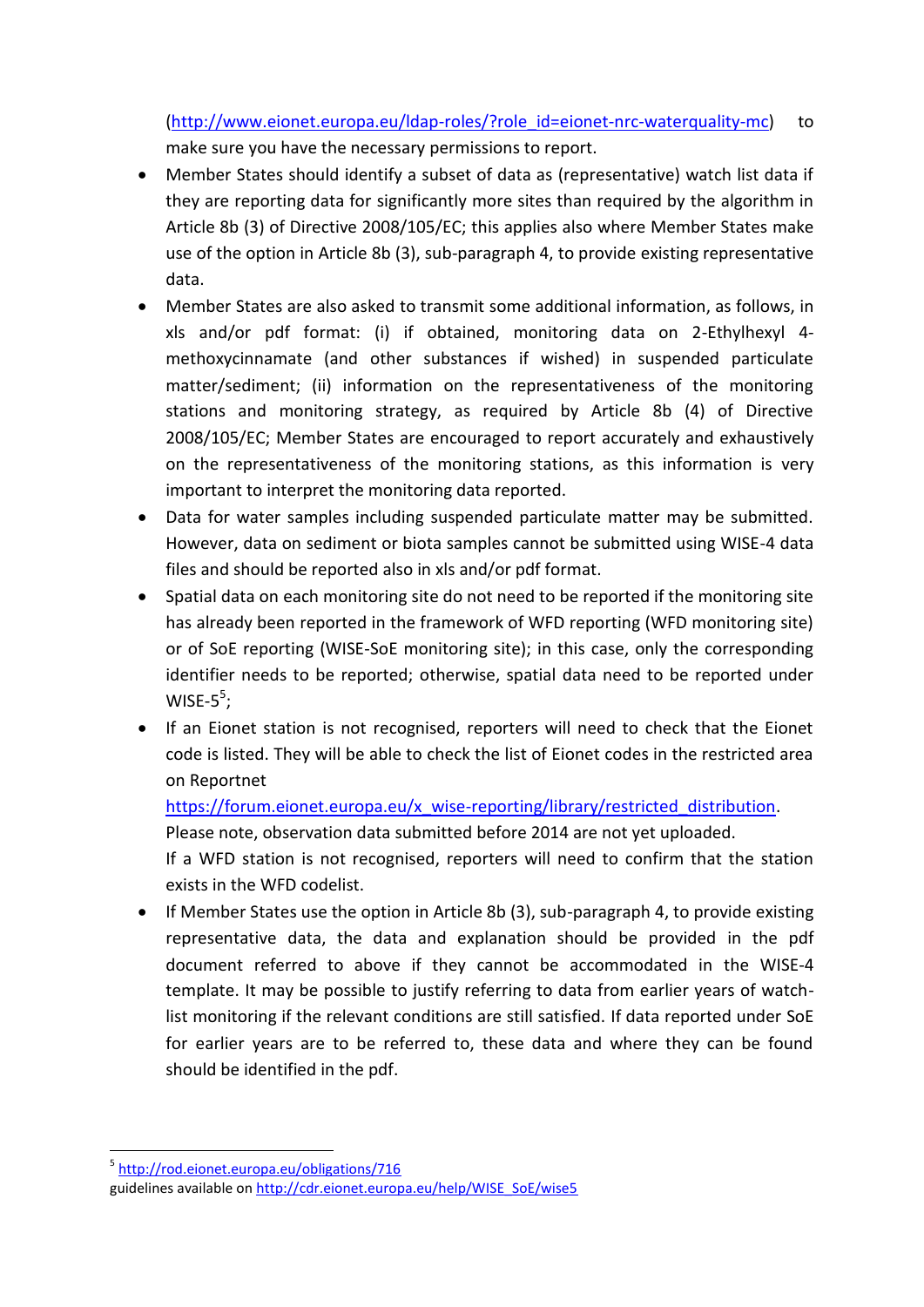(http://www.eionet.europa.eu/ldap-roles/?role_id=eionet-nrc-waterquality-mc) to make sure you have the necessary permissions to report.

- Member States should identify a subset of data as (representative) watch list data if they are reporting data for significantly more sites than required by the algorithm in Article 8b (3) of Directive 2008/105/EC; this applies also where Member States make use of the option in Article 8b (3), sub-paragraph 4, to provide existing representative data.
- Member States are also asked to transmit some additional information, as follows, in xls and/or pdf format: (i) if obtained, monitoring data on 2-Ethylhexyl 4-methoxycinnamate (and other substances if wished) in suspended particulate matter/sediment; (ii) information on the representativeness of the monitoring stations and monitoring strategy, as required by Article 8b (4) of Directive 2008/105/EC; Member States are encouraged to report accurately and exhaustively on the representativeness of the monitoring stations, as this information is very important to interpret the monitoring data reported.
- Data for water samples including suspended particulate matter may be submitted. However, data on sediment or biota samples cannot be submitted using WISE-4 data files and should be reported also in xls and/or pdf format.
- Spatial data on each monitoring site do not need to be reported if the monitoring site has already been reported in the framework of WFD reporting (WFD monitoring site) or of SoE reporting (WISE-SoE monitoring site); in this case, only the corresponding identifier needs to be reported; otherwise, spatial data need to be reported under WISE-5[5];
- If an Eionet station is not recognised, reporters will need to check that the Eionet code is listed. They will be able to check the list of Eionet codes in the restricted area on Reportnet https://forum.eionet.europa.eu/x_wise-reporting/library/restricted_distribution. Please note, observation data submitted before 2014 are not yet uploaded.
  If a WFD station is not recognised, reporters will need to confirm that the station exists in the WFD codelist.
- If Member States use the option in Article 8b (3), sub-paragraph 4, to provide existing representative data, the data and explanation should be provided in the pdf document referred to above if they cannot be accommodated in the WISE-4 template. It may be possible to justify referring to data from earlier years of watch-list monitoring if the relevant conditions are still satisfied. If data reported under SoE for earlier years are to be referred to, these data and where they can be found should be identified in the pdf.

---

[5] http://rod.eionet.europa.eu/obligations/716
guidelines available on http://cdr.eionet.europa.eu/help/WISE_SoE/wise5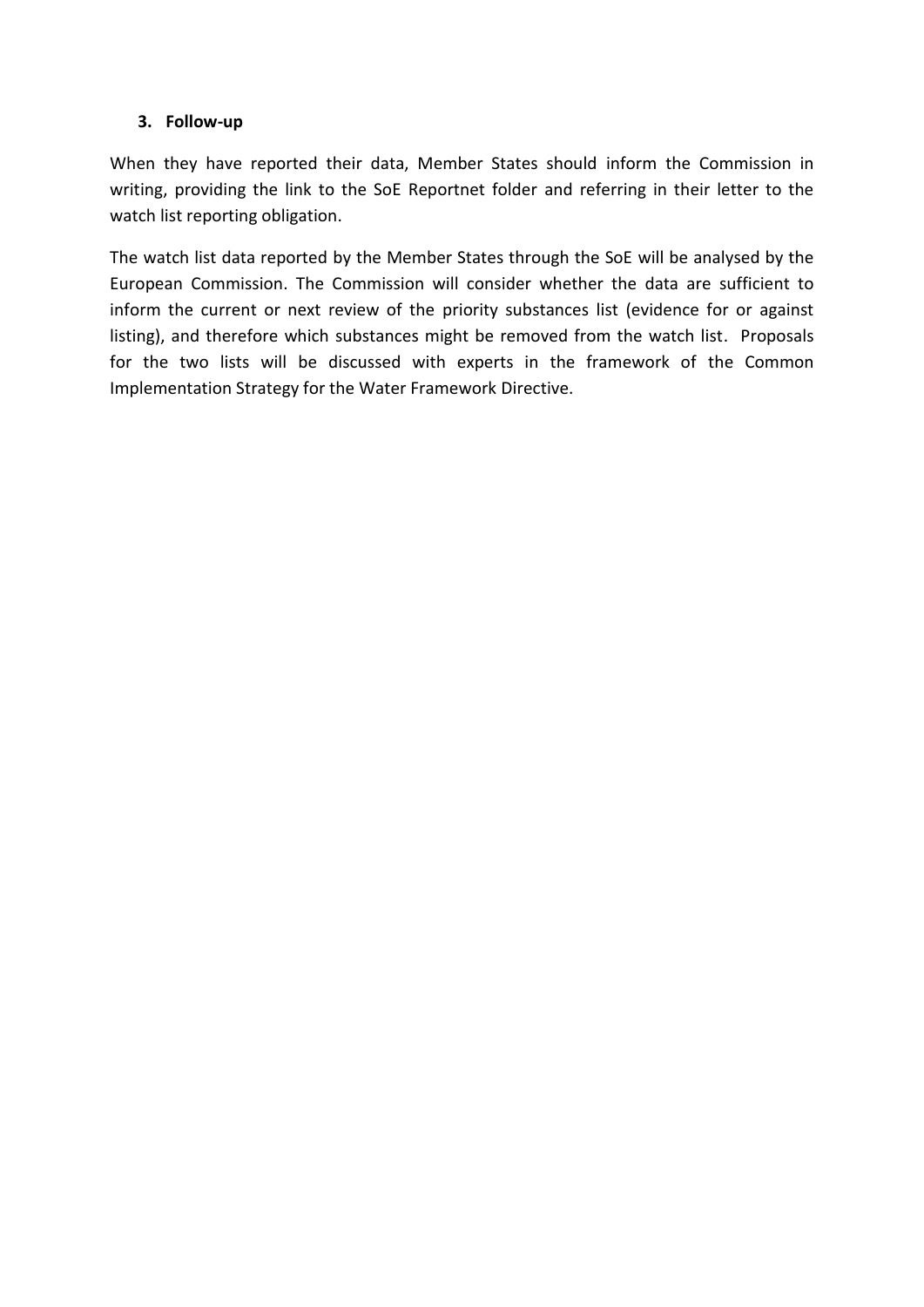### 3. Follow-up

When they have reported their data, Member States should inform the Commission in writing, providing the link to the SoE Reportnet folder and referring in their letter to the watch list reporting obligation.

The watch list data reported by the Member States through the SoE will be analysed by the European Commission. The Commission will consider whether the data are sufficient to inform the current or next review of the priority substances list (evidence for or against listing), and therefore which substances might be removed from the watch list. Proposals for the two lists will be discussed with experts in the framework of the Common Implementation Strategy for the Water Framework Directive.